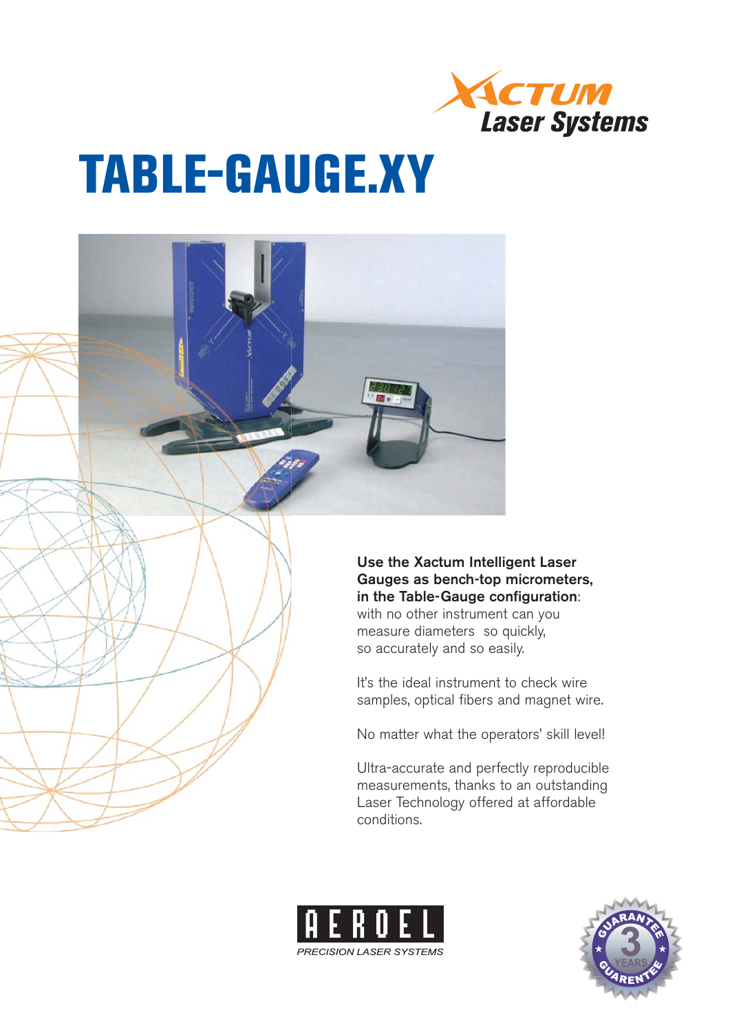XACTUM Laser Systems

# TABLE-GAUGE.XY

**Use the Xactum Intelligent Laser Gauges as bench-top micrometers, in the Table-Gauge configuration**: with no other instrument can you measure diameters so quickly, so accurately and so easily.

It's the ideal instrument to check wire samples, optical fibers and magnet wire.

No matter what the operators' skill level!

Ultra-accurate and perfectly reproducible measurements, thanks to an outstanding Laser Technology offered at affordable conditions.

AEROEL

*PRECISION LASER SYSTEMS*

GUARANTEE 3 YEARS GUARENTEE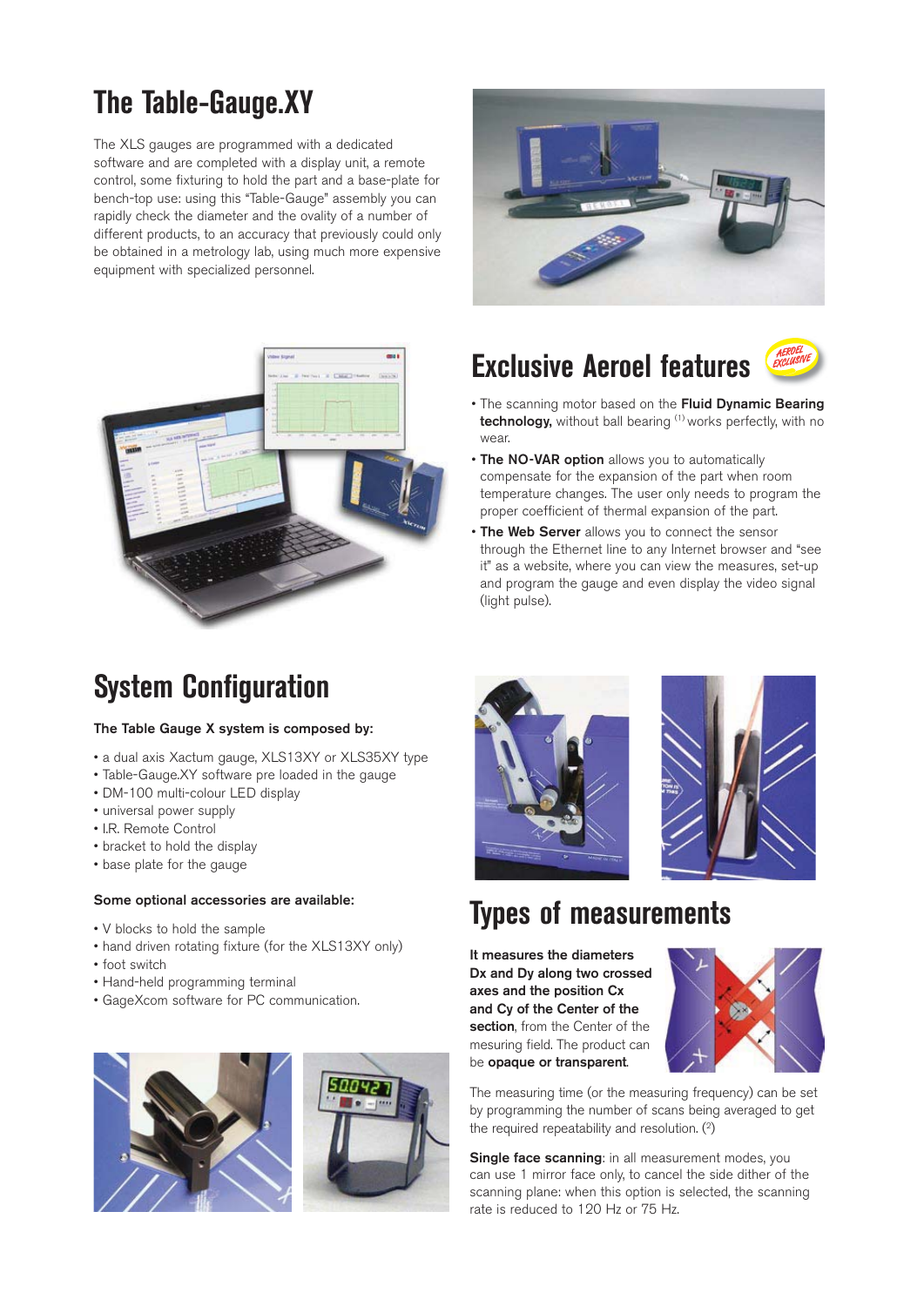## The Table-Gauge.XY

The XLS gauges are programmed with a dedicated software and are completed with a display unit, a remote control, some fixturing to hold the part and a base-plate for bench-top use: using this "Table-Gauge" assembly you can rapidly check the diameter and the ovality of a number of different products, to an accuracy that previously could only be obtained in a metrology lab, using much more expensive equipment with specialized personnel.

## Exclusive Aeroel features

- The scanning motor based on the **Fluid Dynamic Bearing technology,** without ball bearing [1] works perfectly, with no wear.
- **The NO-VAR option** allows you to automatically compensate for the expansion of the part when room temperature changes. The user only needs to program the proper coefficient of thermal expansion of the part.
- **The Web Server** allows you to connect the sensor through the Ethernet line to any Internet browser and "see it" as a website, where you can view the measures, set-up and program the gauge and even display the video signal (light pulse).

## System Configuration

**The Table Gauge X system is composed by:**

- a dual axis Xactum gauge, XLS13XY or XLS35XY type
- Table-Gauge.XY software pre loaded in the gauge
- DM-100 multi-colour LED display
- universal power supply
- I.R. Remote Control
- bracket to hold the display
- base plate for the gauge

**Some optional accessories are available:**

- V blocks to hold the sample
- hand driven rotating fixture (for the XLS13XY only)
- foot switch
- Hand-held programming terminal
- GageXcom software for PC communication.

## Types of measurements

**It measures the diameters Dx and Dy along two crossed axes and the position Cx and Cy of the Center of the section**, from the Center of the mesuring field. The product can be **opaque or transparent**.

The measuring time (or the measuring frequency) can be set by programming the number of scans being averaged to get the required repeatability and resolution. [2]

**Single face scanning**: in all measurement modes, you can use 1 mirror face only, to cancel the side dither of the scanning plane: when this option is selected, the scanning rate is reduced to 120 Hz or 75 Hz.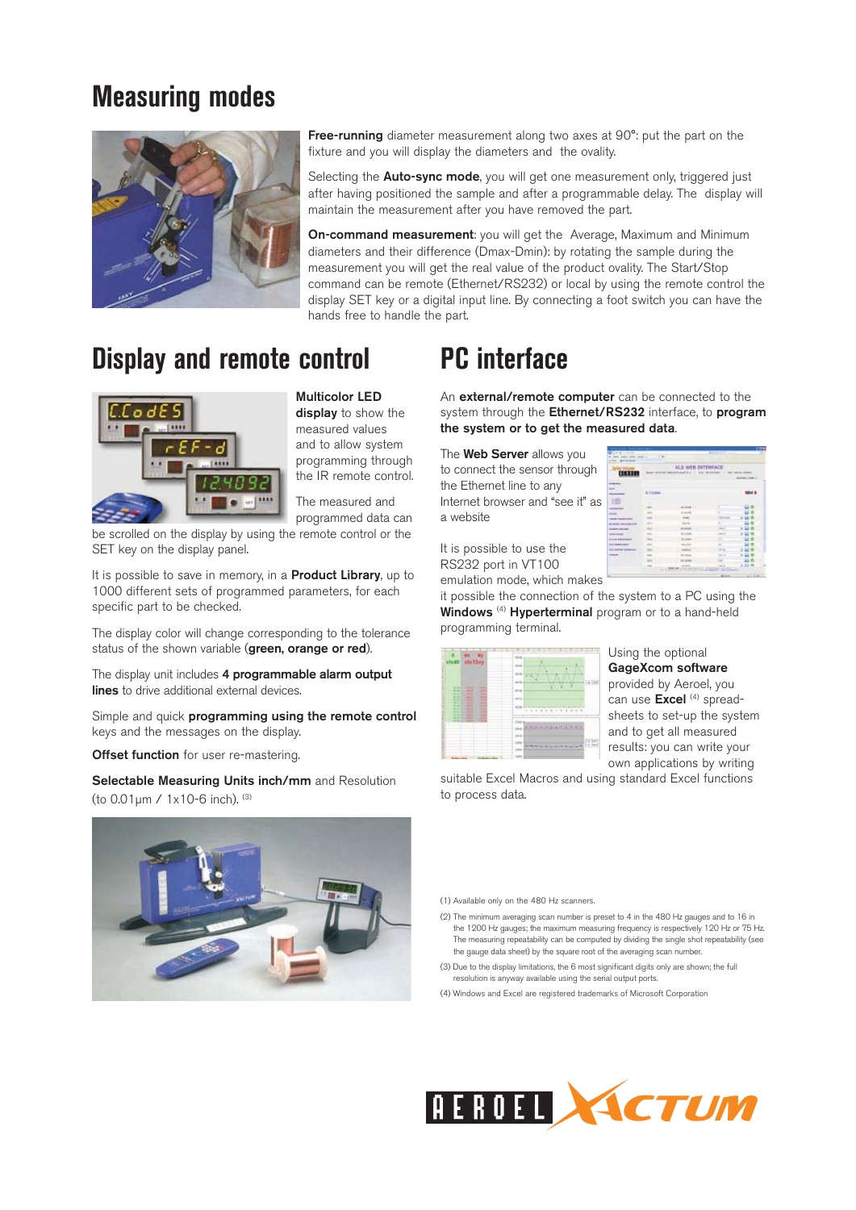# Measuring modes

**Free-running** diameter measurement along two axes at 90°: put the part on the fixture and you will display the diameters and the ovality.

Selecting the **Auto-sync mode**, you will get one measurement only, triggered just after having positioned the sample and after a programmable delay. The display will maintain the measurement after you have removed the part.

**On-command measurement**: you will get the Average, Maximum and Minimum diameters and their difference (Dmax-Dmin): by rotating the sample during the measurement you will get the real value of the product ovality. The Start/Stop command can be remote (Ethernet/RS232) or local by using the remote control the display SET key or a digital input line. By connecting a foot switch you can have the hands free to handle the part.

# Display and remote control

**Multicolor LED display** to show the measured values and to allow system programming through the IR remote control.

The measured and programmed data can be scrolled on the display by using the remote control or the SET key on the display panel.

It is possible to save in memory, in a **Product Library**, up to 1000 different sets of programmed parameters, for each specific part to be checked.

The display color will change corresponding to the tolerance status of the shown variable (**green, orange or red**).

The display unit includes **4 programmable alarm output lines** to drive additional external devices.

Simple and quick **programming using the remote control** keys and the messages on the display.

**Offset function** for user re-mastering.

**Selectable Measuring Units inch/mm** and Resolution (to 0.01µm / 1x10-6 inch). [3]

# PC interface

An **external/remote computer** can be connected to the system through the **Ethernet/RS232** interface, to **program the system or to get the measured data**.

The **Web Server** allows you to connect the sensor through the Ethernet line to any Internet browser and "see it" as a website

It is possible to use the RS232 port in VT100 emulation mode, which makes it possible the connection of the system to a PC using the **Windows** [4] **Hyperterminal** program or to a hand-held programming terminal.

Using the optional **GageXcom software** provided by Aeroel, you can use **Excel** [4] spread-sheets to set-up the system and to get all measured results: you can write your own applications by writing suitable Excel Macros and using standard Excel functions to process data.

(1) Available only on the 480 Hz scanners.

(2) The minimum averaging scan number is preset to 4 in the 480 Hz gauges and to 16 in the 1200 Hz gauges; the maximum measuring frequency is respectively 120 Hz or 75 Hz. The measuring repeatability can be computed by dividing the single shot repeatability (see the gauge data sheet) by the square root of the averaging scan number.

(3) Due to the display limitations, the 6 most significant digits only are shown; the full resolution is anyway available using the serial output ports.

(4) Windows and Excel are registered trademarks of Microsoft Corporation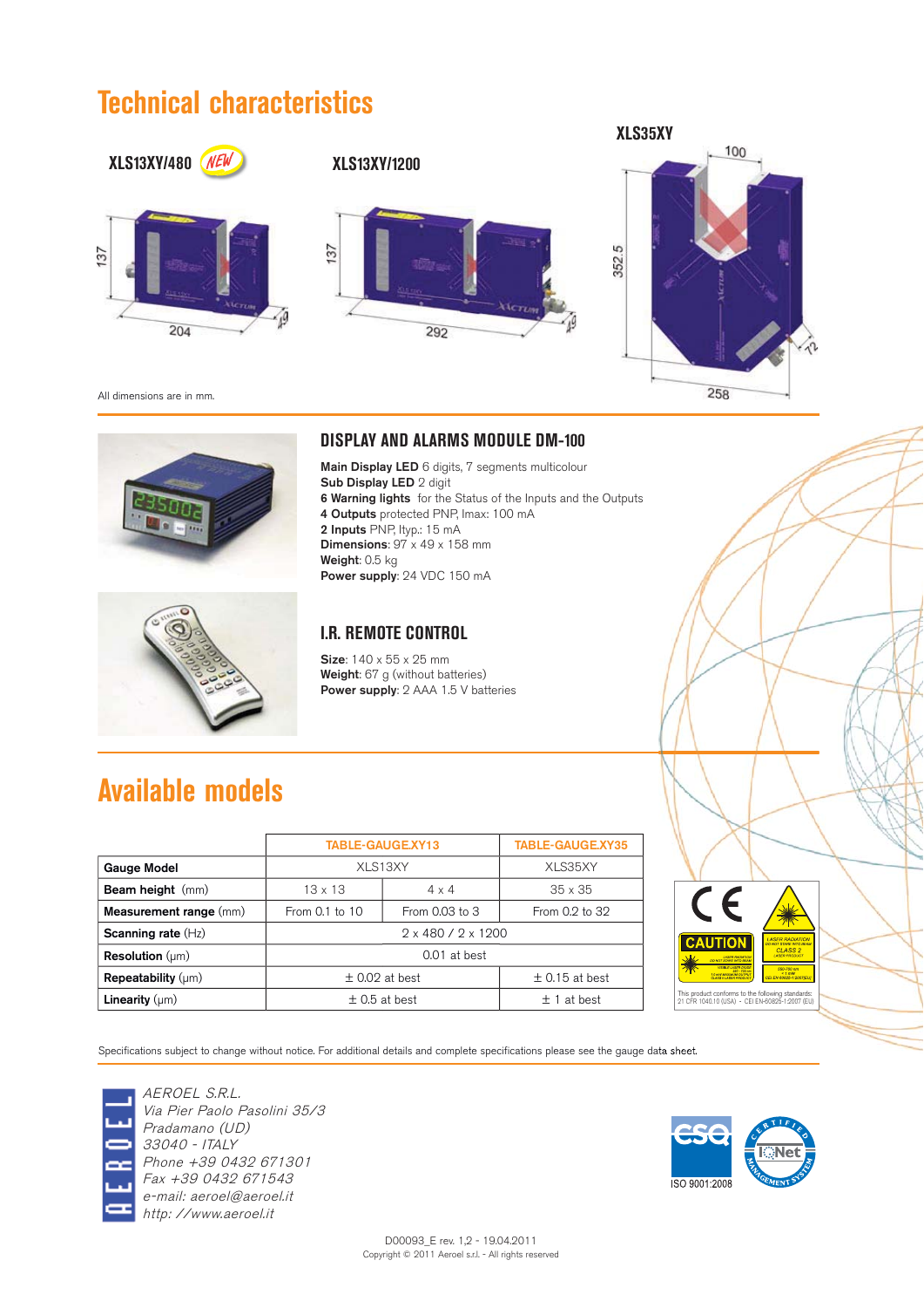# Technical characteristics

XLS13XY/480 NEW

XLS13XY/1200

XLS35XY

137
204
19

137
292
19

100
352.5
258
72

All dimensions are in mm.

## DISPLAY AND ALARMS MODULE DM-100

**Main Display LED** 6 digits, 7 segments multicolour
**Sub Display LED** 2 digit
**6 Warning lights** for the Status of the Inputs and the Outputs
**4 Outputs** protected PNP, Imax: 100 mA
**2 Inputs** PNP, Ityp.: 15 mA
**Dimensions**: 97 x 49 x 158 mm
**Weight**: 0.5 kg
**Power supply**: 24 VDC 150 mA

## I.R. REMOTE CONTROL

**Size**: 140 x 55 x 25 mm
**Weight**: 67 g (without batteries)
**Power supply**: 2 AAA 1.5 V batteries

# Available models

| | TABLE-GAUGE.XY13 | | TABLE-GAUGE.XY35 |
|---|---|---|---|
| **Gauge Model** | XLS13XY | | XLS35XY |
| **Beam height** (mm) | 13 x 13 | 4 x 4 | 35 x 35 |
| **Measurement range** (mm) | From 0.1 to 10 | From 0.03 to 3 | From 0.2 to 32 |
| **Scanning rate** (Hz) | 2 x 480 / 2 x 1200 | | |
| **Resolution** (µm) | 0.01 at best | | |
| **Repeatability** (µm) | ± 0.02 at best | | ± 0.15 at best |
| **Linearity** (µm) | ± 0.5 at best | | ± 1 at best |

CE

CAUTION

This product conforms to the following standards:
21 CFR 1040.10 (USA) - CEI EN-60825-1:2007 (EU)

Specifications subject to change without notice. For additional details and complete specifications please see the gauge data sheet.

AEROEL

*AEROEL S.R.L.*
*Via Pier Paolo Pasolini 35/3*
*Pradamano (UD)*
*33040 - ITALY*
*Phone +39 0432 671301*
*Fax +39 0432 671543*
*e-mail: aeroel@aeroel.it*
*http: //www.aeroel.it*

CSQ ISO 9001:2008

IQNet CERTIFIED MANAGEMENT SYSTEM

D00093_E rev. 1,2 - 19.04.2011
Copyright © 2011 Aeroel s.r.l. - All rights reserved